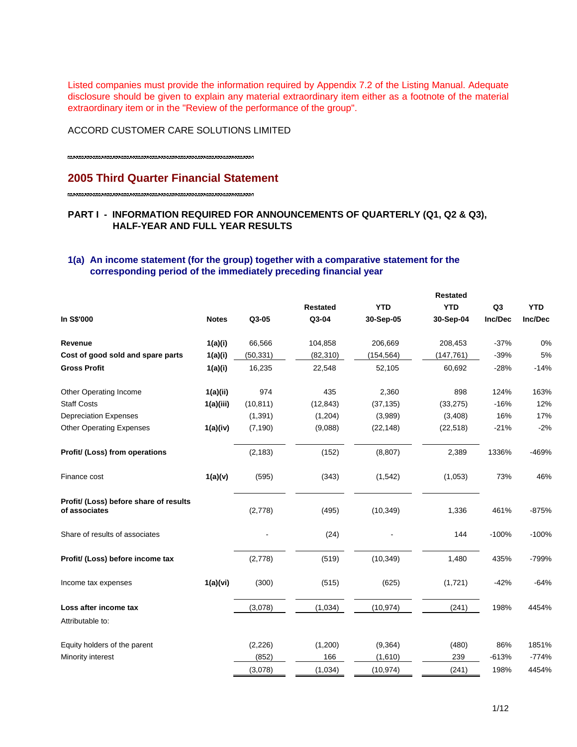Listed companies must provide the information required by Appendix 7.2 of the Listing Manual. Adequate disclosure should be given to explain any material extraordinary item either as a footnote of the material extraordinary item or in the "Review of the performance of the group".

ACCORD CUSTOMER CARE SOLUTIONS LIMITED

## 2005 Third Quarter Financial Statement

### PART I - INFORMATION REQUIRED FOR ANNOUNCEMENTS OF QUARTERLY (Q1, Q2 & Q3), HALF-YEAR AND FULL YEAR RESULTS

### 1(a) An income statement (for the group) together with a comparative statement for the corresponding period of the immediately preceding financial year

| In S$'000 | Notes | Q3-05 | Restated Q3-04 | YTD 30-Sep-05 | Restated YTD 30-Sep-04 | Q3 Inc/Dec | YTD Inc/Dec |
|---|---|---|---|---|---|---|---|
| **Revenue** | 1(a)(i) | 66,566 | 104,858 | 206,669 | 208,453 | -37% | 0% |
| **Cost of good sold and spare parts** | 1(a)(i) | (50,331) | (82,310) | (154,564) | (147,761) | -39% | 5% |
| **Gross Profit** | 1(a)(i) | 16,235 | 22,548 | 52,105 | 60,692 | -28% | -14% |
| Other Operating Income | 1(a)(ii) | 974 | 435 | 2,360 | 898 | 124% | 163% |
| Staff Costs | 1(a)(iii) | (10,811) | (12,843) | (37,135) | (33,275) | -16% | 12% |
| Depreciation Expenses | | (1,391) | (1,204) | (3,989) | (3,408) | 16% | 17% |
| Other Operating Expenses | 1(a)(iv) | (7,190) | (9,088) | (22,148) | (22,518) | -21% | -2% |
| **Profit/ (Loss) from operations** | | (2,183) | (152) | (8,807) | 2,389 | 1336% | -469% |
| Finance cost | 1(a)(v) | (595) | (343) | (1,542) | (1,053) | 73% | 46% |
| **Profit/ (Loss) before share of results of associates** | | (2,778) | (495) | (10,349) | 1,336 | 461% | -875% |
| Share of results of associates | | - | (24) | - | 144 | -100% | -100% |
| **Profit/ (Loss) before income tax** | | (2,778) | (519) | (10,349) | 1,480 | 435% | -799% |
| Income tax expenses | 1(a)(vi) | (300) | (515) | (625) | (1,721) | -42% | -64% |
| **Loss after income tax** | | (3,078) | (1,034) | (10,974) | (241) | 198% | 4454% |
| Attributable to: | | | | | | | |
| Equity holders of the parent | | (2,226) | (1,200) | (9,364) | (480) | 86% | 1851% |
| Minority interest | | (852) | 166 | (1,610) | 239 | -613% | -774% |
| | | (3,078) | (1,034) | (10,974) | (241) | 198% | 4454% |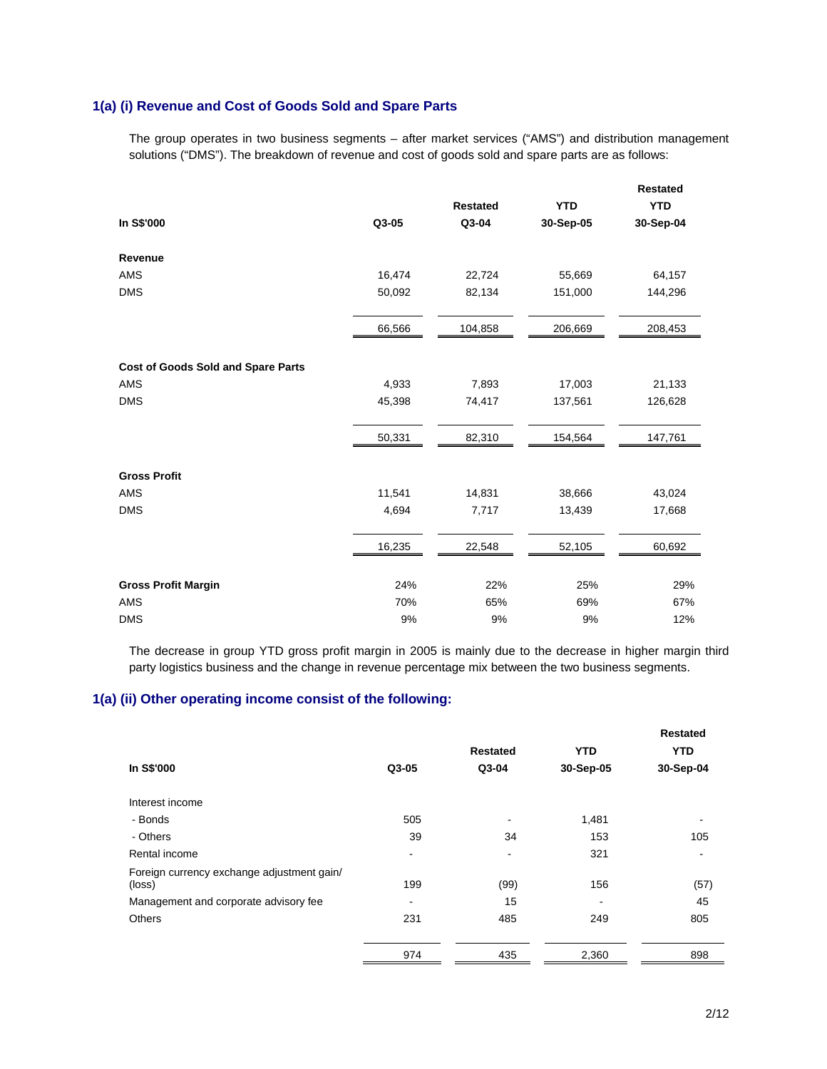### 1(a) (i) Revenue and Cost of Goods Sold and Spare Parts

The group operates in two business segments – after market services ("AMS") and distribution management solutions ("DMS"). The breakdown of revenue and cost of goods sold and spare parts are as follows:

| In S$'000 | Q3-05 | Restated Q3-04 | YTD 30-Sep-05 | Restated YTD 30-Sep-04 |
|---|---|---|---|---|
| **Revenue** | | | | |
| AMS | 16,474 | 22,724 | 55,669 | 64,157 |
| DMS | 50,092 | 82,134 | 151,000 | 144,296 |
| | 66,566 | 104,858 | 206,669 | 208,453 |
| **Cost of Goods Sold and Spare Parts** | | | | |
| AMS | 4,933 | 7,893 | 17,003 | 21,133 |
| DMS | 45,398 | 74,417 | 137,561 | 126,628 |
| | 50,331 | 82,310 | 154,564 | 147,761 |
| **Gross Profit** | | | | |
| AMS | 11,541 | 14,831 | 38,666 | 43,024 |
| DMS | 4,694 | 7,717 | 13,439 | 17,668 |
| | 16,235 | 22,548 | 52,105 | 60,692 |
| **Gross Profit Margin** | 24% | 22% | 25% | 29% |
| AMS | 70% | 65% | 69% | 67% |
| DMS | 9% | 9% | 9% | 12% |

The decrease in group YTD gross profit margin in 2005 is mainly due to the decrease in higher margin third party logistics business and the change in revenue percentage mix between the two business segments.

### 1(a) (ii) Other operating income consist of the following:

| In S$'000 | Q3-05 | Restated Q3-04 | YTD 30-Sep-05 | Restated YTD 30-Sep-04 |
|---|---|---|---|---|
| Interest income | | | | |
| - Bonds | 505 | - | 1,481 | - |
| - Others | 39 | 34 | 153 | 105 |
| Rental income | - | - | 321 | - |
| Foreign currency exchange adjustment gain/ (loss) | 199 | (99) | 156 | (57) |
| Management and corporate advisory fee | - | 15 | - | 45 |
| Others | 231 | 485 | 249 | 805 |
| | 974 | 435 | 2,360 | 898 |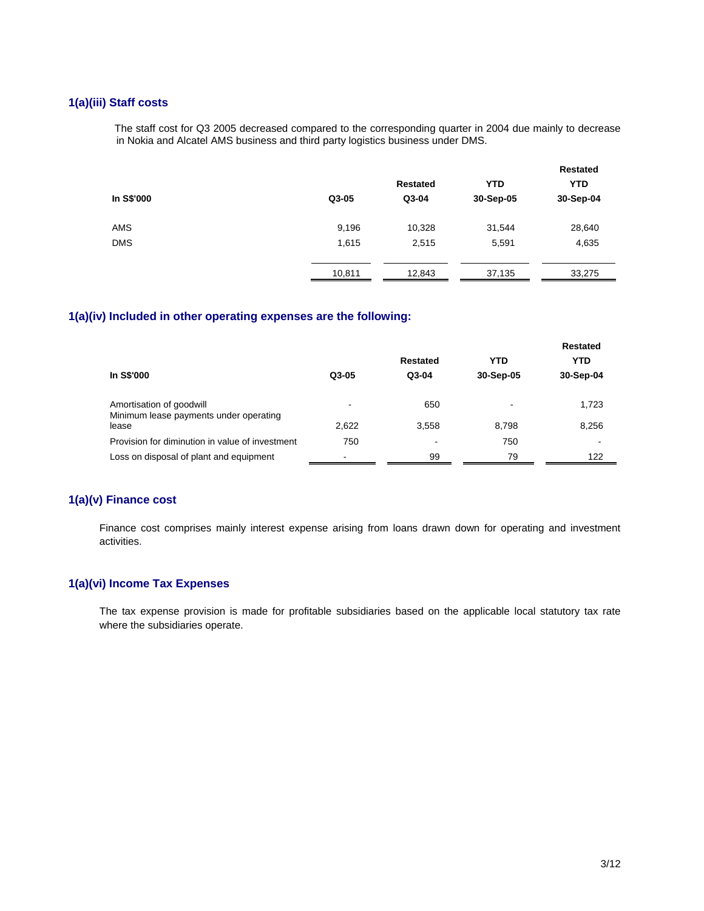### 1(a)(iii) Staff costs

The staff cost for Q3 2005 decreased compared to the corresponding quarter in 2004 due mainly to decrease in Nokia and Alcatel AMS business and third party logistics business under DMS.

| In S$'000 | Q3-05 | Restated Q3-04 | YTD 30-Sep-05 | Restated YTD 30-Sep-04 |
|---|---|---|---|---|
| AMS | 9,196 | 10,328 | 31,544 | 28,640 |
| DMS | 1,615 | 2,515 | 5,591 | 4,635 |
| | 10,811 | 12,843 | 37,135 | 33,275 |

### 1(a)(iv) Included in other operating expenses are the following:

| In S$'000 | Q3-05 | Restated Q3-04 | YTD 30-Sep-05 | Restated YTD 30-Sep-04 |
|---|---|---|---|---|
| Amortisation of goodwill | - | 650 | - | 1,723 |
| Minimum lease payments under operating lease | 2,622 | 3,558 | 8,798 | 8,256 |
| Provision for diminution in value of investment | 750 | - | 750 | - |
| Loss on disposal of plant and equipment | - | 99 | 79 | 122 |

### 1(a)(v) Finance cost

Finance cost comprises mainly interest expense arising from loans drawn down for operating and investment activities.

### 1(a)(vi) Income Tax Expenses

The tax expense provision is made for profitable subsidiaries based on the applicable local statutory tax rate where the subsidiaries operate.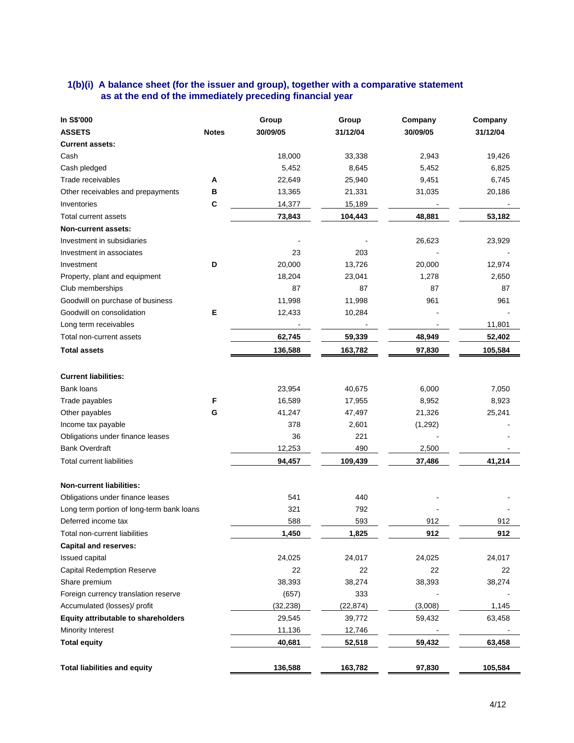### 1(b)(i) A balance sheet (for the issuer and group), together with a comparative statement as at the end of the immediately preceding financial year

| In S$'000 | | Group | Group | Company | Company |
|---|---|---|---|---|---|
| **ASSETS** | **Notes** | **30/09/05** | **31/12/04** | **30/09/05** | **31/12/04** |
| **Current assets:** | | | | | |
| Cash | | 18,000 | 33,338 | 2,943 | 19,426 |
| Cash pledged | | 5,452 | 8,645 | 5,452 | 6,825 |
| Trade receivables | A | 22,649 | 25,940 | 9,451 | 6,745 |
| Other receivables and prepayments | B | 13,365 | 21,331 | 31,035 | 20,186 |
| Inventories | C | 14,377 | 15,189 | - | - |
| Total current assets | | **73,843** | **104,443** | **48,881** | **53,182** |
| **Non-current assets:** | | | | | |
| Investment in subsidiaries | | - | - | 26,623 | 23,929 |
| Investment in associates | | 23 | 203 | - | - |
| Investment | D | 20,000 | 13,726 | 20,000 | 12,974 |
| Property, plant and equipment | | 18,204 | 23,041 | 1,278 | 2,650 |
| Club memberships | | 87 | 87 | 87 | 87 |
| Goodwill on purchase of business | | 11,998 | 11,998 | 961 | 961 |
| Goodwill on consolidation | E | 12,433 | 10,284 | - | - |
| Long term receivables | | - | - | - | 11,801 |
| Total non-current assets | | **62,745** | **59,339** | **48,949** | **52,402** |
| **Total assets** | | **136,588** | **163,782** | **97,830** | **105,584** |
| | | | | | |
| **Current liabilities:** | | | | | |
| Bank loans | | 23,954 | 40,675 | 6,000 | 7,050 |
| Trade payables | F | 16,589 | 17,955 | 8,952 | 8,923 |
| Other payables | G | 41,247 | 47,497 | 21,326 | 25,241 |
| Income tax payable | | 378 | 2,601 | (1,292) | - |
| Obligations under finance leases | | 36 | 221 | - | - |
| Bank Overdraft | | 12,253 | 490 | 2,500 | - |
| Total current liabilities | | **94,457** | **109,439** | **37,486** | **41,214** |
| | | | | | |
| **Non-current liabilities:** | | | | | |
| Obligations under finance leases | | 541 | 440 | - | - |
| Long term portion of long-term bank loans | | 321 | 792 | - | - |
| Deferred income tax | | 588 | 593 | 912 | 912 |
| Total non-current liabilities | | **1,450** | **1,825** | **912** | **912** |
| **Capital and reserves:** | | | | | |
| Issued capital | | 24,025 | 24,017 | 24,025 | 24,017 |
| Capital Redemption Reserve | | 22 | 22 | 22 | 22 |
| Share premium | | 38,393 | 38,274 | 38,393 | 38,274 |
| Foreign currency translation reserve | | (657) | 333 | - | - |
| Accumulated (losses)/ profit | | (32,238) | (22,874) | (3,008) | 1,145 |
| **Equity attributable to shareholders** | | 29,545 | 39,772 | 59,432 | 63,458 |
| Minority Interest | | 11,136 | 12,746 | - | - |
| **Total equity** | | **40,681** | **52,518** | **59,432** | **63,458** |
| | | | | | |
| **Total liabilities and equity** | | **136,588** | **163,782** | **97,830** | **105,584** |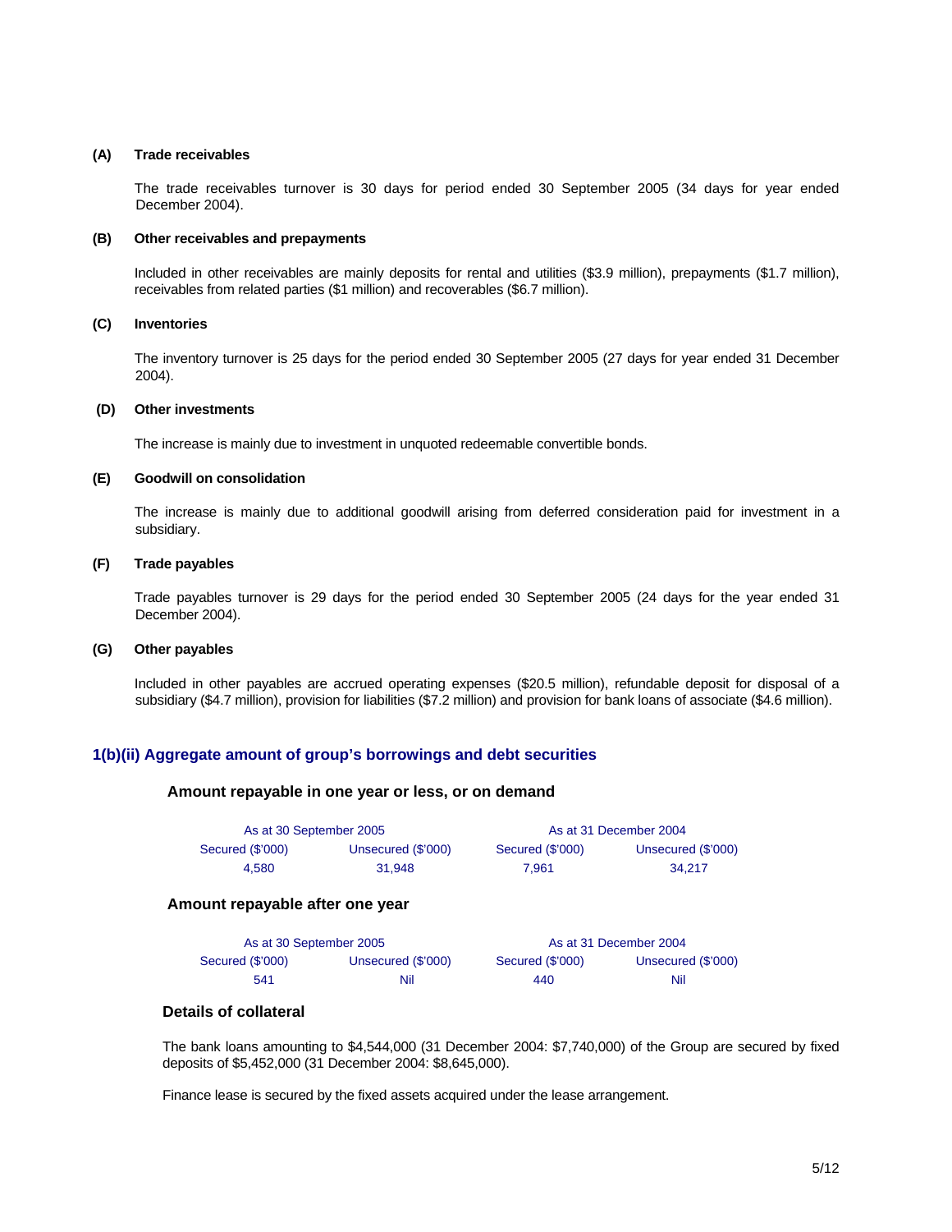**(A) Trade receivables**

The trade receivables turnover is 30 days for period ended 30 September 2005 (34 days for year ended December 2004).

**(B) Other receivables and prepayments**

Included in other receivables are mainly deposits for rental and utilities ($3.9 million), prepayments ($1.7 million), receivables from related parties ($1 million) and recoverables ($6.7 million).

**(C) Inventories**

The inventory turnover is 25 days for the period ended 30 September 2005 (27 days for year ended 31 December 2004).

**(D) Other investments**

The increase is mainly due to investment in unquoted redeemable convertible bonds.

**(E) Goodwill on consolidation**

The increase is mainly due to additional goodwill arising from deferred consideration paid for investment in a subsidiary.

**(F) Trade payables**

Trade payables turnover is 29 days for the period ended 30 September 2005 (24 days for the year ended 31 December 2004).

**(G) Other payables**

Included in other payables are accrued operating expenses ($20.5 million), refundable deposit for disposal of a subsidiary ($4.7 million), provision for liabilities ($7.2 million) and provision for bank loans of associate ($4.6 million).

## 1(b)(ii) Aggregate amount of group's borrowings and debt securities

### Amount repayable in one year or less, or on demand

| As at 30 September 2005 | | As at 31 December 2004 | |
|---|---|---|---|
| Secured ($'000) | Unsecured ($'000) | Secured ($'000) | Unsecured ($'000) |
| 4,580 | 31,948 | 7,961 | 34,217 |

### Amount repayable after one year

| As at 30 September 2005 | | As at 31 December 2004 | |
|---|---|---|---|
| Secured ($'000) | Unsecured ($'000) | Secured ($'000) | Unsecured ($'000) |
| 541 | Nil | 440 | Nil |

### Details of collateral

The bank loans amounting to $4,544,000 (31 December 2004: $7,740,000) of the Group are secured by fixed deposits of $5,452,000 (31 December 2004: $8,645,000).

Finance lease is secured by the fixed assets acquired under the lease arrangement.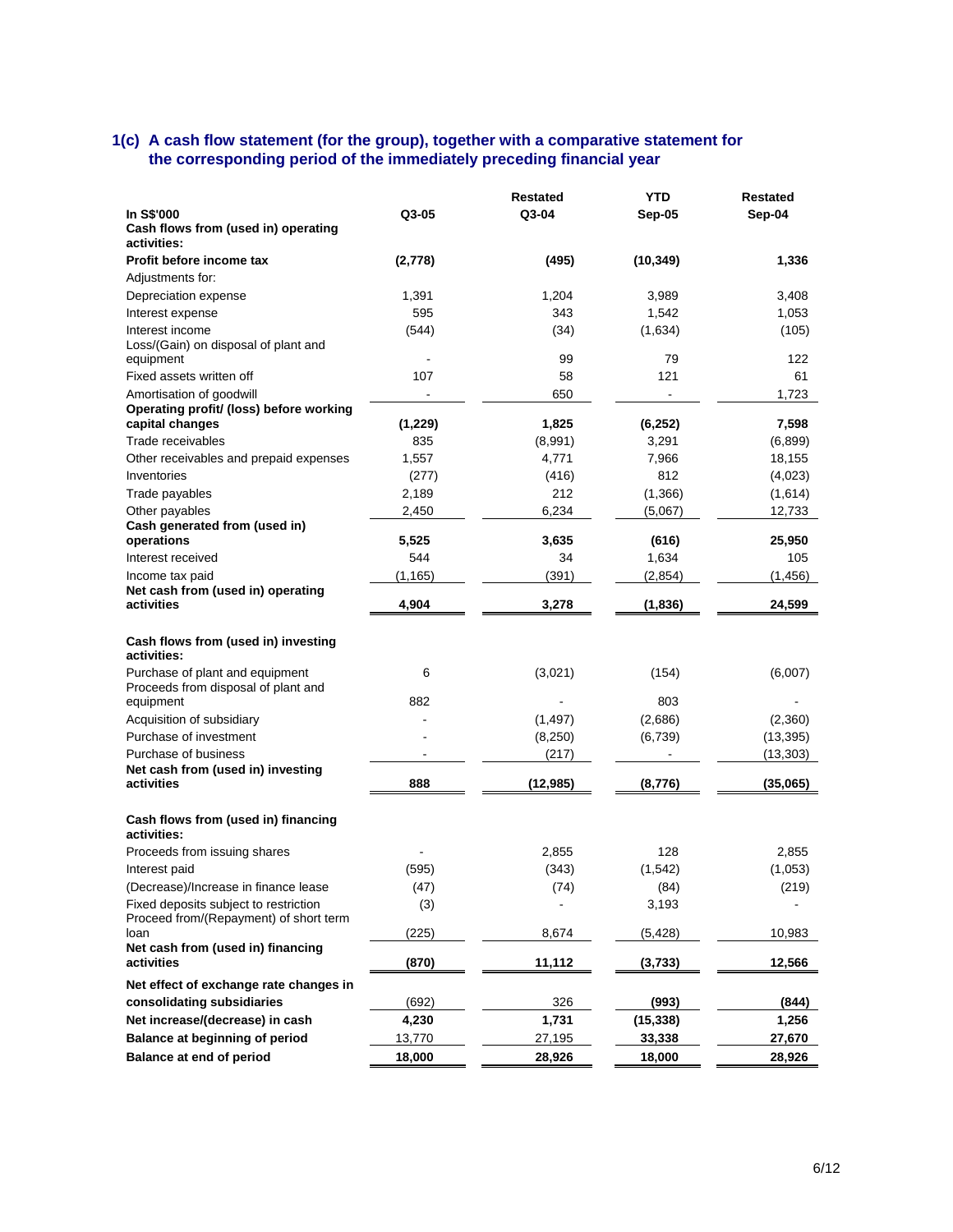### 1(c) A cash flow statement (for the group), together with a comparative statement for the corresponding period of the immediately preceding financial year

| In S$'000 | Q3-05 | Restated Q3-04 | YTD Sep-05 | Restated Sep-04 |
|---|---|---|---|---|
| **Cash flows from (used in) operating activities:** | | | | |
| **Profit before income tax** | **(2,778)** | **(495)** | **(10,349)** | **1,336** |
| Adjustments for: | | | | |
| Depreciation expense | 1,391 | 1,204 | 3,989 | 3,408 |
| Interest expense | 595 | 343 | 1,542 | 1,053 |
| Interest income | (544) | (34) | (1,634) | (105) |
| Loss/(Gain) on disposal of plant and equipment | - | 99 | 79 | 122 |
| Fixed assets written off | 107 | 58 | 121 | 61 |
| Amortisation of goodwill | - | 650 | - | 1,723 |
| **Operating profit/ (loss) before working capital changes** | **(1,229)** | **1,825** | **(6,252)** | **7,598** |
| Trade receivables | 835 | (8,991) | 3,291 | (6,899) |
| Other receivables and prepaid expenses | 1,557 | 4,771 | 7,966 | 18,155 |
| Inventories | (277) | (416) | 812 | (4,023) |
| Trade payables | 2,189 | 212 | (1,366) | (1,614) |
| Other payables | 2,450 | 6,234 | (5,067) | 12,733 |
| **Cash generated from (used in) operations** | **5,525** | **3,635** | **(616)** | **25,950** |
| Interest received | 544 | 34 | 1,634 | 105 |
| Income tax paid | (1,165) | (391) | (2,854) | (1,456) |
| **Net cash from (used in) operating activities** | **4,904** | **3,278** | **(1,836)** | **24,599** |
| | | | | |
| **Cash flows from (used in) investing activities:** | | | | |
| Purchase of plant and equipment | 6 | (3,021) | (154) | (6,007) |
| Proceeds from disposal of plant and equipment | 882 | - | 803 | - |
| Acquisition of subsidiary | - | (1,497) | (2,686) | (2,360) |
| Purchase of investment | - | (8,250) | (6,739) | (13,395) |
| Purchase of business | - | (217) | - | (13,303) |
| **Net cash from (used in) investing activities** | **888** | **(12,985)** | **(8,776)** | **(35,065)** |
| | | | | |
| **Cash flows from (used in) financing activities:** | | | | |
| Proceeds from issuing shares | - | 2,855 | 128 | 2,855 |
| Interest paid | (595) | (343) | (1,542) | (1,053) |
| (Decrease)/Increase in finance lease | (47) | (74) | (84) | (219) |
| Fixed deposits subject to restriction | (3) | - | 3,193 | - |
| Proceed from/(Repayment) of short term loan | (225) | 8,674 | (5,428) | 10,983 |
| **Net cash from (used in) financing activities** | **(870)** | **11,112** | **(3,733)** | **12,566** |
| **Net effect of exchange rate changes in consolidating subsidiaries** | (692) | 326 | **(993)** | **(844)** |
| **Net increase/(decrease) in cash** | **4,230** | **1,731** | **(15,338)** | **1,256** |
| **Balance at beginning of period** | 13,770 | 27,195 | **33,338** | **27,670** |
| **Balance at end of period** | **18,000** | **28,926** | **18,000** | **28,926** |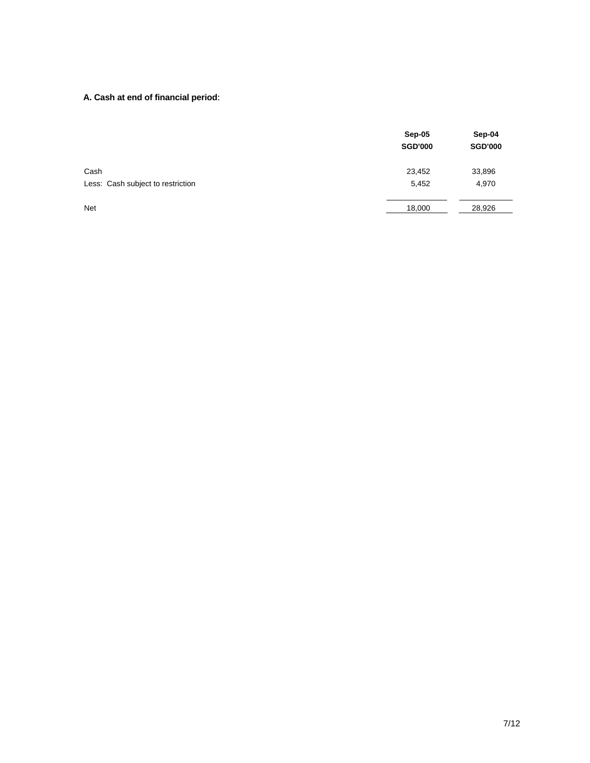**A. Cash at end of financial period**:

| | Sep-05 SGD'000 | Sep-04 SGD'000 |
|---|---|---|
| Cash | 23,452 | 33,896 |
| Less: Cash subject to restriction | 5,452 | 4,970 |
| Net | 18,000 | 28,926 |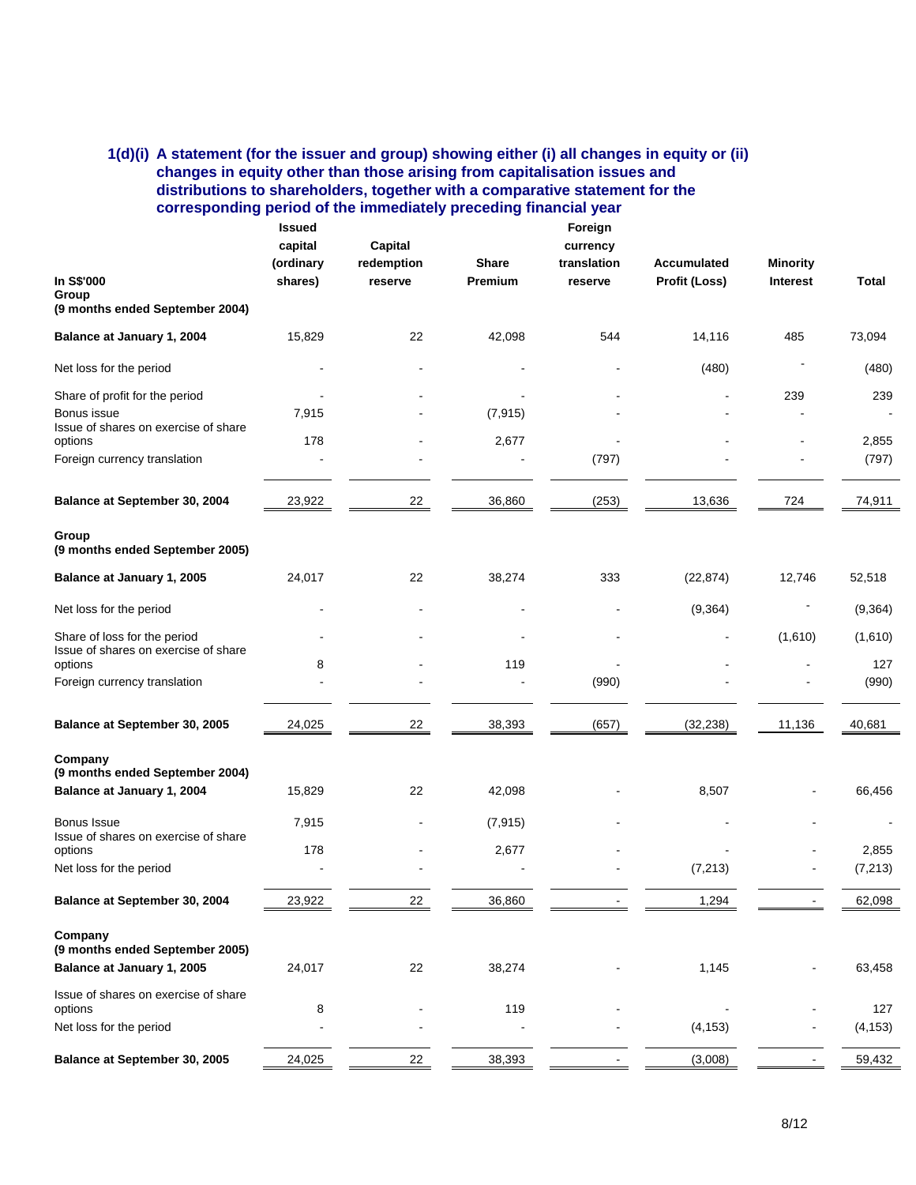### 1(d)(i) A statement (for the issuer and group) showing either (i) all changes in equity or (ii) changes in equity other than those arising from capitalisation issues and distributions to shareholders, together with a comparative statement for the corresponding period of the immediately preceding financial year

| In S$'000 | Issued capital (ordinary shares) | Capital redemption reserve | Share Premium | Foreign currency translation reserve | Accumulated Profit (Loss) | Minority Interest | Total |
|---|---|---|---|---|---|---|---|
| **Group** | | | | | | | |
| **(9 months ended September 2004)** | | | | | | | |
| **Balance at January 1, 2004** | 15,829 | 22 | 42,098 | 544 | 14,116 | 485 | 73,094 |
| Net loss for the period | - | - | - | - | (480) | - | (480) |
| Share of profit for the period | - | - | - | - | - | 239 | 239 |
| Bonus issue | 7,915 | - | (7,915) | - | - | - | - |
| Issue of shares on exercise of share options | 178 | - | 2,677 | - | - | - | 2,855 |
| Foreign currency translation | - | - | - | (797) | - | - | (797) |
| **Balance at September 30, 2004** | 23,922 | 22 | 36,860 | (253) | 13,636 | 724 | 74,911 |
| **Group** | | | | | | | |
| **(9 months ended September 2005)** | | | | | | | |
| **Balance at January 1, 2005** | 24,017 | 22 | 38,274 | 333 | (22,874) | 12,746 | 52,518 |
| Net loss for the period | - | - | - | - | (9,364) | - | (9,364) |
| Share of loss for the period | - | - | - | - | - | (1,610) | (1,610) |
| Issue of shares on exercise of share options | 8 | - | 119 | - | - | - | 127 |
| Foreign currency translation | - | - | - | (990) | - | - | (990) |
| **Balance at September 30, 2005** | 24,025 | 22 | 38,393 | (657) | (32,238) | 11,136 | 40,681 |
| **Company** | | | | | | | |
| **(9 months ended September 2004)** | | | | | | | |
| **Balance at January 1, 2004** | 15,829 | 22 | 42,098 | - | 8,507 | - | 66,456 |
| Bonus Issue | 7,915 | - | (7,915) | - | - | - | - |
| Issue of shares on exercise of share options | 178 | - | 2,677 | - | - | - | 2,855 |
| Net loss for the period | - | - | - | - | (7,213) | - | (7,213) |
| **Balance at September 30, 2004** | 23,922 | 22 | 36,860 | - | 1,294 | - | 62,098 |
| **Company** | | | | | | | |
| **(9 months ended September 2005)** | | | | | | | |
| **Balance at January 1, 2005** | 24,017 | 22 | 38,274 | - | 1,145 | - | 63,458 |
| Issue of shares on exercise of share options | 8 | - | 119 | - | - | - | 127 |
| Net loss for the period | - | - | - | - | (4,153) | - | (4,153) |
| **Balance at September 30, 2005** | 24,025 | 22 | 38,393 | - | (3,008) | - | 59,432 |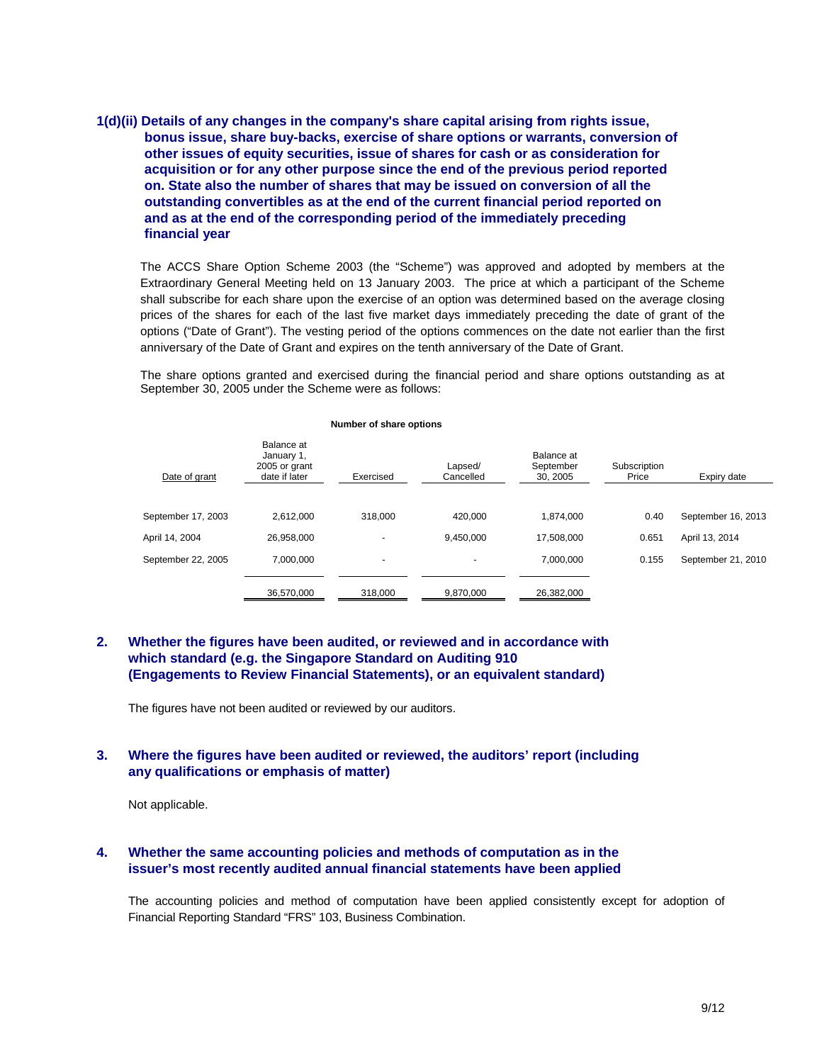## 1(d)(ii) Details of any changes in the company's share capital arising from rights issue, bonus issue, share buy-backs, exercise of share options or warrants, conversion of other issues of equity securities, issue of shares for cash or as consideration for acquisition or for any other purpose since the end of the previous period reported on. State also the number of shares that may be issued on conversion of all the outstanding convertibles as at the end of the current financial period reported on and as at the end of the corresponding period of the immediately preceding financial year

The ACCS Share Option Scheme 2003 (the "Scheme") was approved and adopted by members at the Extraordinary General Meeting held on 13 January 2003. The price at which a participant of the Scheme shall subscribe for each share upon the exercise of an option was determined based on the average closing prices of the shares for each of the last five market days immediately preceding the date of grant of the options ("Date of Grant"). The vesting period of the options commences on the date not earlier than the first anniversary of the Date of Grant and expires on the tenth anniversary of the Date of Grant.

The share options granted and exercised during the financial period and share options outstanding as at September 30, 2005 under the Scheme were as follows:

| | Number of share options | | | | | |
|---|---|---|---|---|---|---|
| Date of grant | Balance at January 1, 2005 or grant date if later | Exercised | Lapsed/ Cancelled | Balance at September 30, 2005 | Subscription Price | Expiry date |
| September 17, 2003 | 2,612,000 | 318,000 | 420,000 | 1,874,000 | 0.40 | September 16, 2013 |
| April 14, 2004 | 26,958,000 | - | 9,450,000 | 17,508,000 | 0.651 | April 13, 2014 |
| September 22, 2005 | 7,000,000 | - | - | 7,000,000 | 0.155 | September 21, 2010 |
| | 36,570,000 | 318,000 | 9,870,000 | 26,382,000 | | |

## 2. Whether the figures have been audited, or reviewed and in accordance with which standard (e.g. the Singapore Standard on Auditing 910 (Engagements to Review Financial Statements), or an equivalent standard)

The figures have not been audited or reviewed by our auditors.

## 3. Where the figures have been audited or reviewed, the auditors' report (including any qualifications or emphasis of matter)

Not applicable.

## 4. Whether the same accounting policies and methods of computation as in the issuer's most recently audited annual financial statements have been applied

The accounting policies and method of computation have been applied consistently except for adoption of Financial Reporting Standard "FRS" 103, Business Combination.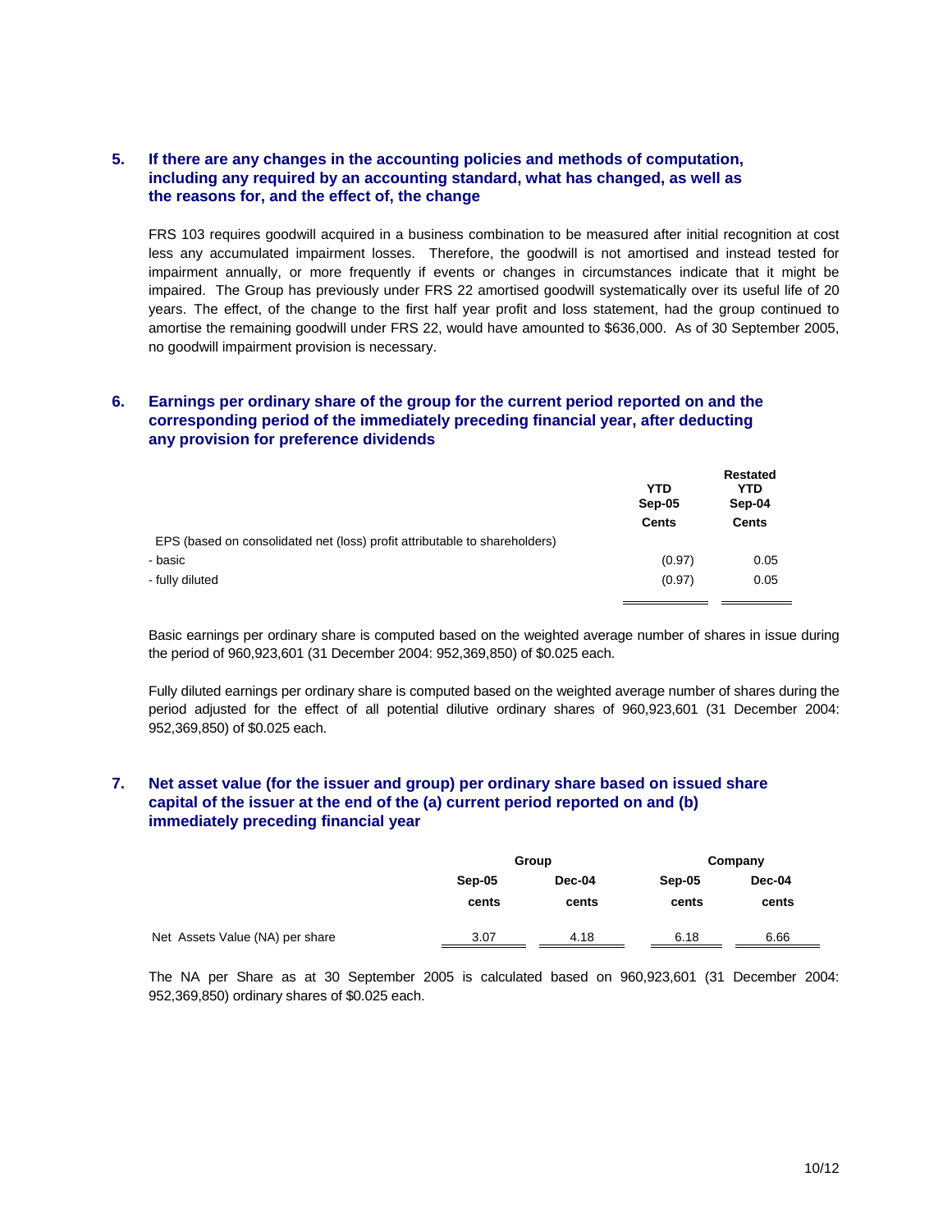## 5. If there are any changes in the accounting policies and methods of computation, including any required by an accounting standard, what has changed, as well as the reasons for, and the effect of, the change

FRS 103 requires goodwill acquired in a business combination to be measured after initial recognition at cost less any accumulated impairment losses. Therefore, the goodwill is not amortised and instead tested for impairment annually, or more frequently if events or changes in circumstances indicate that it might be impaired. The Group has previously under FRS 22 amortised goodwill systematically over its useful life of 20 years. The effect, of the change to the first half year profit and loss statement, had the group continued to amortise the remaining goodwill under FRS 22, would have amounted to $636,000. As of 30 September 2005, no goodwill impairment provision is necessary.

## 6. Earnings per ordinary share of the group for the current period reported on and the corresponding period of the immediately preceding financial year, after deducting any provision for preference dividends

| | YTD Sep-05 | Restated YTD Sep-04 |
|---|---|---|
| | Cents | Cents |
| EPS (based on consolidated net (loss) profit attributable to shareholders) | | |
| - basic | (0.97) | 0.05 |
| - fully diluted | (0.97) | 0.05 |

Basic earnings per ordinary share is computed based on the weighted average number of shares in issue during the period of 960,923,601 (31 December 2004: 952,369,850) of $0.025 each.

Fully diluted earnings per ordinary share is computed based on the weighted average number of shares during the period adjusted for the effect of all potential dilutive ordinary shares of 960,923,601 (31 December 2004: 952,369,850) of $0.025 each.

## 7. Net asset value (for the issuer and group) per ordinary share based on issued share capital of the issuer at the end of the (a) current period reported on and (b) immediately preceding financial year

| | Group | | Company | |
|---|---|---|---|---|
| | Sep-05 | Dec-04 | Sep-05 | Dec-04 |
| | cents | cents | cents | cents |
| Net Assets Value (NA) per share | 3.07 | 4.18 | 6.18 | 6.66 |

The NA per Share as at 30 September 2005 is calculated based on 960,923,601 (31 December 2004: 952,369,850) ordinary shares of $0.025 each.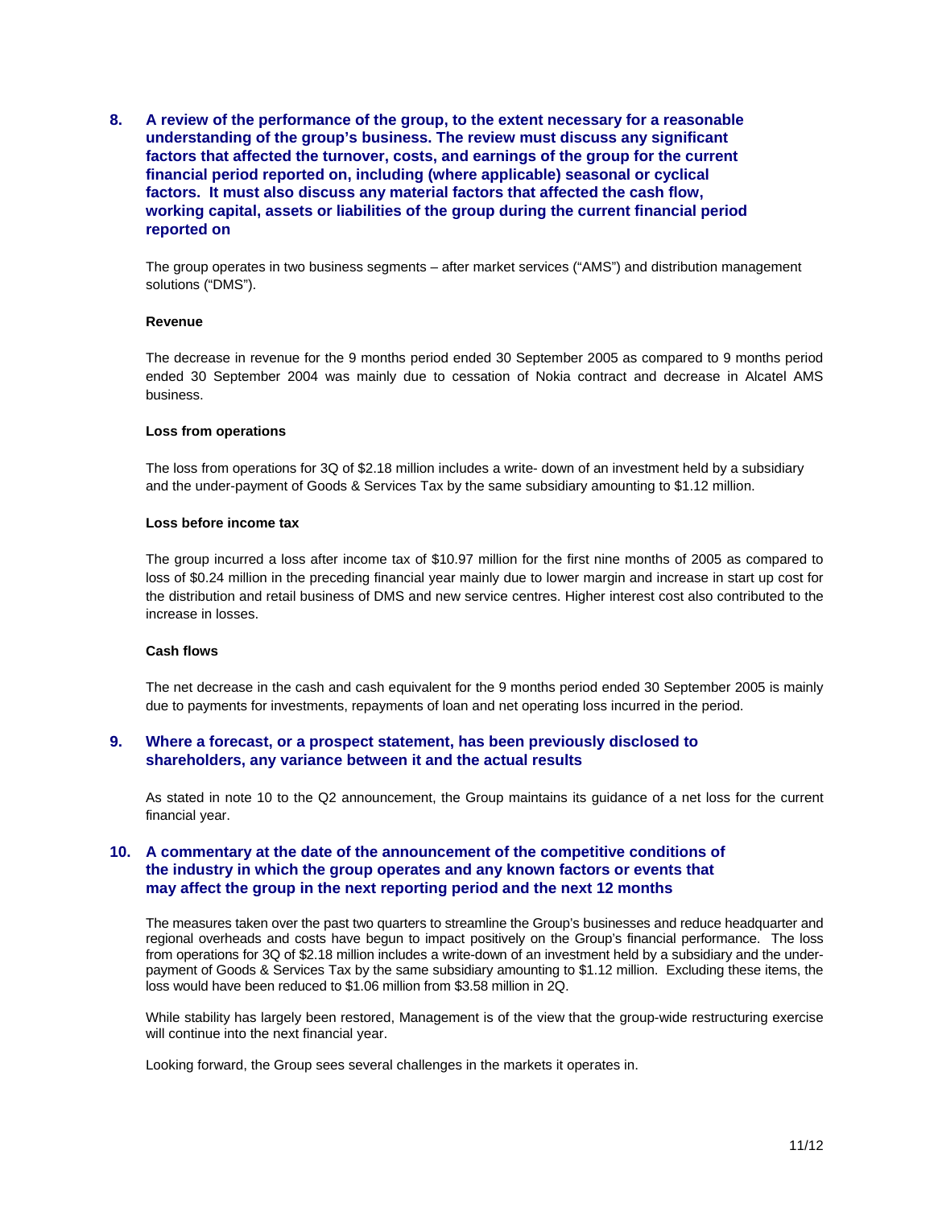## 8. A review of the performance of the group, to the extent necessary for a reasonable understanding of the group's business. The review must discuss any significant factors that affected the turnover, costs, and earnings of the group for the current financial period reported on, including (where applicable) seasonal or cyclical factors. It must also discuss any material factors that affected the cash flow, working capital, assets or liabilities of the group during the current financial period reported on

The group operates in two business segments – after market services ("AMS") and distribution management solutions ("DMS").

**Revenue**

The decrease in revenue for the 9 months period ended 30 September 2005 as compared to 9 months period ended 30 September 2004 was mainly due to cessation of Nokia contract and decrease in Alcatel AMS business.

**Loss from operations**

The loss from operations for 3Q of $2.18 million includes a write- down of an investment held by a subsidiary and the under-payment of Goods & Services Tax by the same subsidiary amounting to $1.12 million.

**Loss before income tax**

The group incurred a loss after income tax of $10.97 million for the first nine months of 2005 as compared to loss of $0.24 million in the preceding financial year mainly due to lower margin and increase in start up cost for the distribution and retail business of DMS and new service centres. Higher interest cost also contributed to the increase in losses.

**Cash flows**

The net decrease in the cash and cash equivalent for the 9 months period ended 30 September 2005 is mainly due to payments for investments, repayments of loan and net operating loss incurred in the period.

## 9. Where a forecast, or a prospect statement, has been previously disclosed to shareholders, any variance between it and the actual results

As stated in note 10 to the Q2 announcement, the Group maintains its guidance of a net loss for the current financial year.

## 10. A commentary at the date of the announcement of the competitive conditions of the industry in which the group operates and any known factors or events that may affect the group in the next reporting period and the next 12 months

The measures taken over the past two quarters to streamline the Group's businesses and reduce headquarter and regional overheads and costs have begun to impact positively on the Group's financial performance. The loss from operations for 3Q of $2.18 million includes a write-down of an investment held by a subsidiary and the under-payment of Goods & Services Tax by the same subsidiary amounting to $1.12 million. Excluding these items, the loss would have been reduced to $1.06 million from $3.58 million in 2Q.

While stability has largely been restored, Management is of the view that the group-wide restructuring exercise will continue into the next financial year.

Looking forward, the Group sees several challenges in the markets it operates in.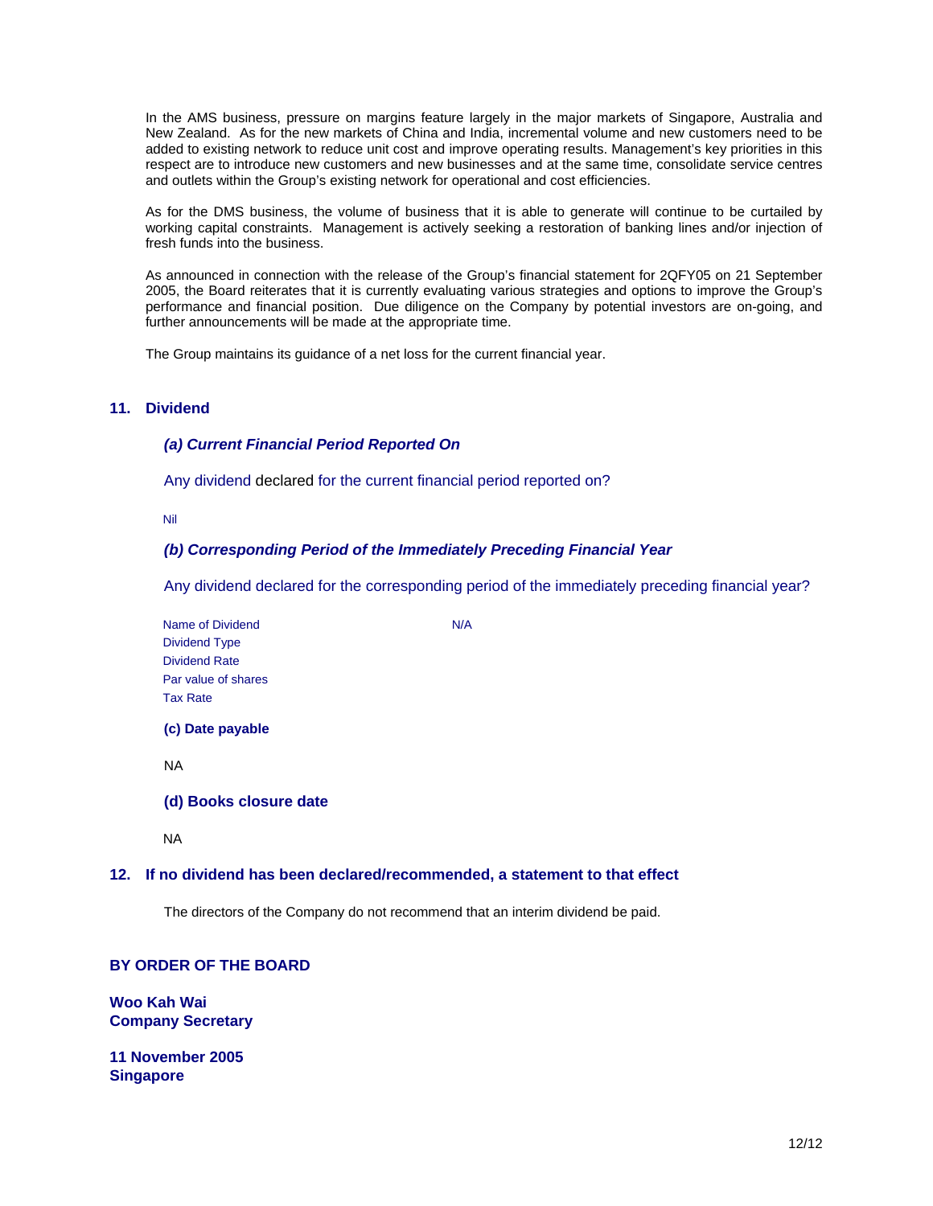In the AMS business, pressure on margins feature largely in the major markets of Singapore, Australia and New Zealand. As for the new markets of China and India, incremental volume and new customers need to be added to existing network to reduce unit cost and improve operating results. Management's key priorities in this respect are to introduce new customers and new businesses and at the same time, consolidate service centres and outlets within the Group's existing network for operational and cost efficiencies.

As for the DMS business, the volume of business that it is able to generate will continue to be curtailed by working capital constraints. Management is actively seeking a restoration of banking lines and/or injection of fresh funds into the business.

As announced in connection with the release of the Group's financial statement for 2QFY05 on 21 September 2005, the Board reiterates that it is currently evaluating various strategies and options to improve the Group's performance and financial position. Due diligence on the Company by potential investors are on-going, and further announcements will be made at the appropriate time.

The Group maintains its guidance of a net loss for the current financial year.

## 11. Dividend

### *(a) Current Financial Period Reported On*

Any dividend declared for the current financial period reported on?

Nil

### *(b) Corresponding Period of the Immediately Preceding Financial Year*

Any dividend declared for the corresponding period of the immediately preceding financial year?

| | |
|---|---|
| Name of Dividend | N/A |
| Dividend Type | |
| Dividend Rate | |
| Par value of shares | |
| Tax Rate | |

**(c) Date payable**

NA

**(d) Books closure date**

NA

## 12. If no dividend has been declared/recommended, a statement to that effect

The directors of the Company do not recommend that an interim dividend be paid.

**BY ORDER OF THE BOARD**

**Woo Kah Wai**
**Company Secretary**

**11 November 2005**
**Singapore**